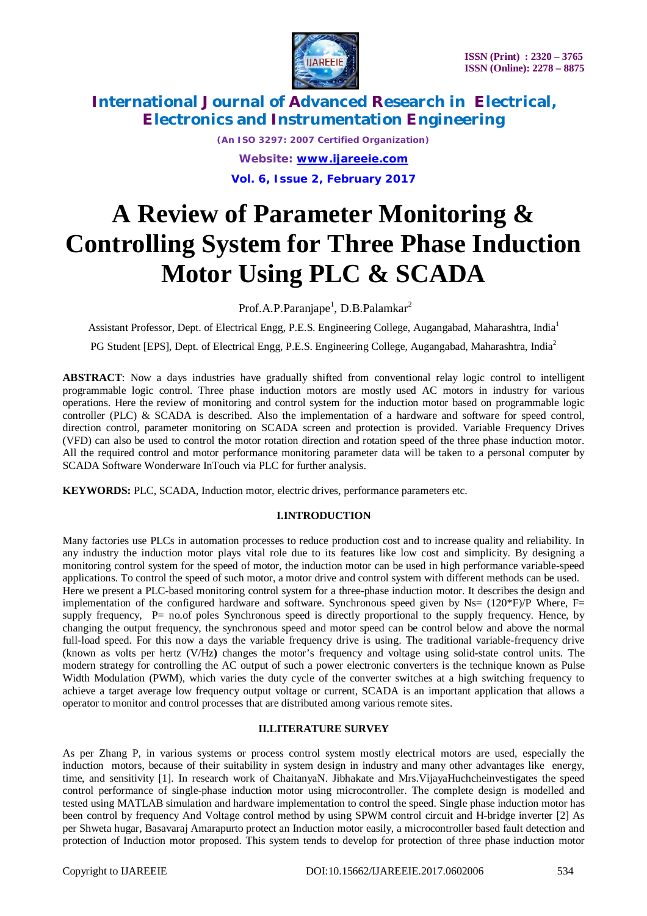# A Review of Parameter Monitoring & Controlling System for Three Phase Induction Motor Using PLC & SCADA

Prof.A.P.Paranjape[1], D.B.Palamkar[2]

Assistant Professor, Dept. of Electrical Engg, P.E.S. Engineering College, Augangabad, Maharashtra, India[1]

PG Student [EPS], Dept. of Electrical Engg, P.E.S. Engineering College, Augangabad, Maharashtra, India[2]

**ABSTRACT**: Now a days industries have gradually shifted from conventional relay logic control to intelligent programmable logic control. Three phase induction motors are mostly used AC motors in industry for various operations. Here the review of monitoring and control system for the induction motor based on programmable logic controller (PLC) & SCADA is described. Also the implementation of a hardware and software for speed control, direction control, parameter monitoring on SCADA screen and protection is provided. Variable Frequency Drives (VFD) can also be used to control the motor rotation direction and rotation speed of the three phase induction motor. All the required control and motor performance monitoring parameter data will be taken to a personal computer by SCADA Software Wonderware InTouch via PLC for further analysis.

**KEYWORDS:** PLC, SCADA, Induction motor, electric drives, performance parameters etc.

## I.INTRODUCTION

Many factories use PLCs in automation processes to reduce production cost and to increase quality and reliability. In any industry the induction motor plays vital role due to its features like low cost and simplicity. By designing a monitoring control system for the speed of motor, the induction motor can be used in high performance variable-speed applications. To control the speed of such motor, a motor drive and control system with different methods can be used.
Here we present a PLC-based monitoring control system for a three-phase induction motor. It describes the design and implementation of the configured hardware and software. Synchronous speed given by $N_s = (120*F)/P$ Where, F= supply frequency, P= no.of poles Synchronous speed is directly proportional to the supply frequency. Hence, by changing the output frequency, the synchronous speed and motor speed can be control below and above the normal full-load speed. For this now a days the variable frequency drive is using. The traditional variable-frequency drive (known as volts per hertz (V/Hz**)** changes the motor's frequency and voltage using solid-state control units. The modern strategy for controlling the AC output of such a power electronic converters is the technique known as Pulse Width Modulation (PWM), which varies the duty cycle of the converter switches at a high switching frequency to achieve a target average low frequency output voltage or current, SCADA is an important application that allows a operator to monitor and control processes that are distributed among various remote sites.

## II.LITERATURE SURVEY

As per Zhang P, in various systems or process control system mostly electrical motors are used, especially the induction motors, because of their suitability in system design in industry and many other advantages like energy, time, and sensitivity [1]. In research work of ChaitanyaN. Jibhakate and Mrs.VijayaHuchcheinvestigates the speed control performance of single-phase induction motor using microcontroller. The complete design is modelled and tested using MATLAB simulation and hardware implementation to control the speed. Single phase induction motor has been control by frequency And Voltage control method by using SPWM control circuit and H-bridge inverter [2] As per Shweta hugar, Basavaraj Amarapurto protect an Induction motor easily, a microcontroller based fault detection and protection of Induction motor proposed. This system tends to develop for protection of three phase induction motor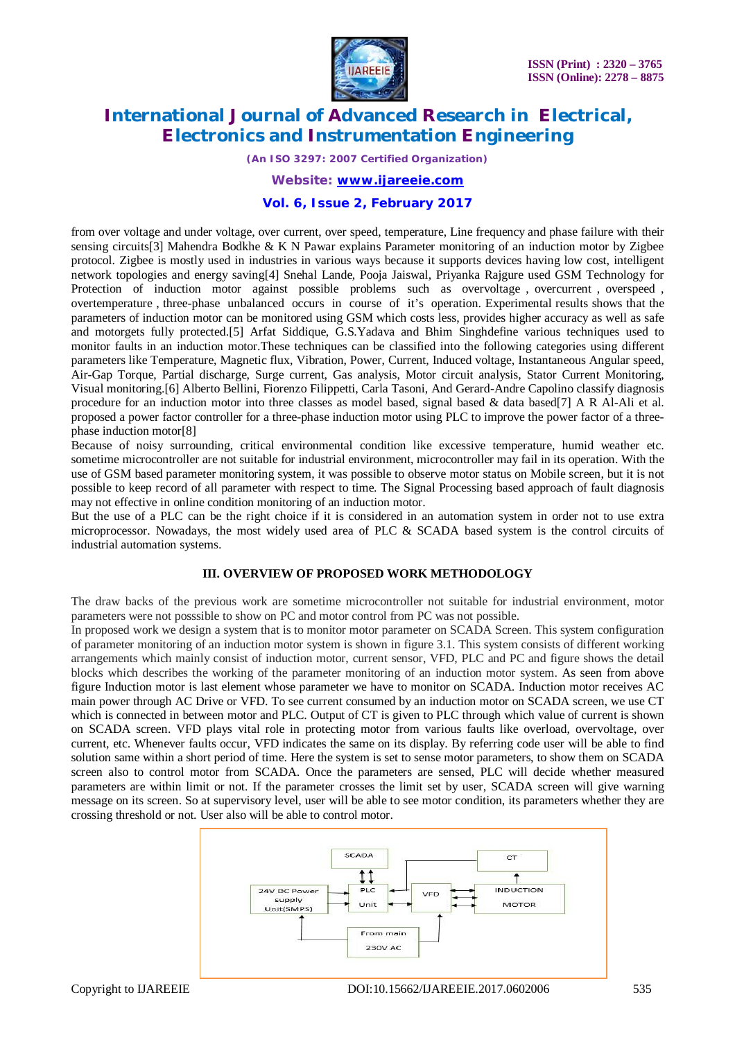from over voltage and under voltage, over current, over speed, temperature, Line frequency and phase failure with their sensing circuits[3] Mahendra Bodkhe & K N Pawar explains Parameter monitoring of an induction motor by Zigbee protocol. Zigbee is mostly used in industries in various ways because it supports devices having low cost, intelligent network topologies and energy saving[4] Snehal Lande, Pooja Jaiswal, Priyanka Rajgure used GSM Technology for Protection of induction motor against possible problems such as overvoltage , overcurrent , overspeed , overtemperature , three-phase unbalanced occurs in course of it's operation. Experimental results shows that the parameters of induction motor can be monitored using GSM which costs less, provides higher accuracy as well as safe and motorgets fully protected.[5] Arfat Siddique, G.S.Yadava and Bhim Singhdefine various techniques used to monitor faults in an induction motor.These techniques can be classified into the following categories using different parameters like Temperature, Magnetic flux, Vibration, Power, Current, Induced voltage, Instantaneous Angular speed, Air-Gap Torque, Partial discharge, Surge current, Gas analysis, Motor circuit analysis, Stator Current Monitoring, Visual monitoring.[6] Alberto Bellini, Fiorenzo Filippetti, Carla Tasoni, And Gerard-Andre Capolino classify diagnosis procedure for an induction motor into three classes as model based, signal based & data based[7] A R Al-Ali et al. proposed a power factor controller for a three-phase induction motor using PLC to improve the power factor of a three-phase induction motor[8]

Because of noisy surrounding, critical environmental condition like excessive temperature, humid weather etc. sometime microcontroller are not suitable for industrial environment, microcontroller may fail in its operation. With the use of GSM based parameter monitoring system, it was possible to observe motor status on Mobile screen, but it is not possible to keep record of all parameter with respect to time. The Signal Processing based approach of fault diagnosis may not effective in online condition monitoring of an induction motor.

But the use of a PLC can be the right choice if it is considered in an automation system in order not to use extra microprocessor. Nowadays, the most widely used area of PLC & SCADA based system is the control circuits of industrial automation systems.

## III. OVERVIEW OF PROPOSED WORK METHODOLOGY

The draw backs of the previous work are sometime microcontroller not suitable for industrial environment, motor parameters were not posssible to show on PC and motor control from PC was not possible.

In proposed work we design a system that is to monitor motor parameter on SCADA Screen. This system configuration of parameter monitoring of an induction motor system is shown in figure 3.1. This system consists of different working arrangements which mainly consist of induction motor, current sensor, VFD, PLC and PC and figure shows the detail blocks which describes the working of the parameter monitoring of an induction motor system. As seen from above figure Induction motor is last element whose parameter we have to monitor on SCADA. Induction motor receives AC main power through AC Drive or VFD. To see current consumed by an induction motor on SCADA screen, we use CT which is connected in between motor and PLC. Output of CT is given to PLC through which value of current is shown on SCADA screen. VFD plays vital role in protecting motor from various faults like overload, overvoltage, over current, etc. Whenever faults occur, VFD indicates the same on its display. By referring code user will be able to find solution same within a short period of time. Here the system is set to sense motor parameters, to show them on SCADA screen also to control motor from SCADA. Once the parameters are sensed, PLC will decide whether measured parameters are within limit or not. If the parameter crosses the limit set by user, SCADA screen will give warning message on its screen. So at supervisory level, user will be able to see motor condition, its parameters whether they are crossing threshold or not. User also will be able to control motor.

SCADA
CT
24V DC Power supply Unit(SMPS)
PLC Unit
VFD
INDUCTION MOTOR
From main 230V AC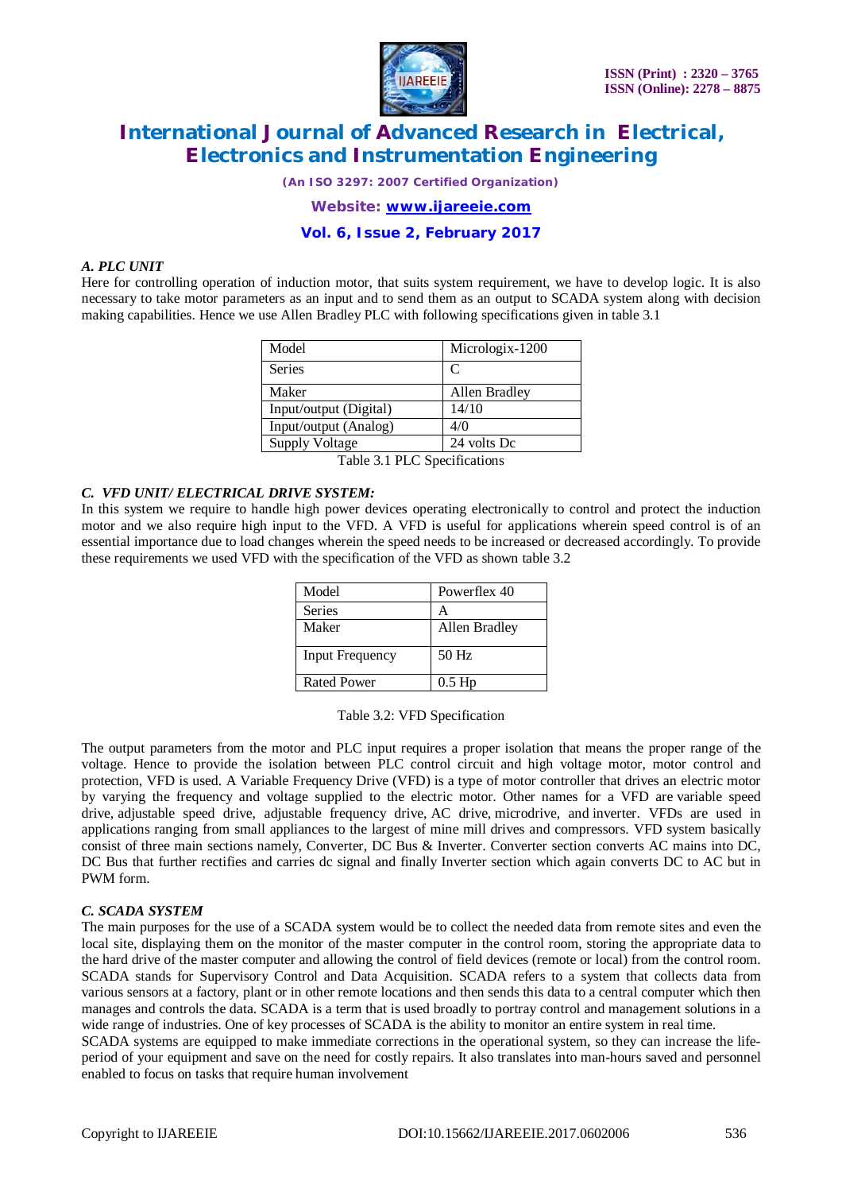### *A. PLC UNIT*

Here for controlling operation of induction motor, that suits system requirement, we have to develop logic. It is also necessary to take motor parameters as an input and to send them as an output to SCADA system along with decision making capabilities. Hence we use Allen Bradley PLC with following specifications given in table 3.1

| Model | Micrologix-1200 |
|---|---|
| Series | C |
| Maker | Allen Bradley |
| Input/output (Digital) | 14/10 |
| Input/output (Analog) | 4/0 |
| Supply Voltage | 24 volts Dc |

Table 3.1 PLC Specifications

### *C. VFD UNIT/ ELECTRICAL DRIVE SYSTEM:*

In this system we require to handle high power devices operating electronically to control and protect the induction motor and we also require high input to the VFD. A VFD is useful for applications wherein speed control is of an essential importance due to load changes wherein the speed needs to be increased or decreased accordingly. To provide these requirements we used VFD with the specification of the VFD as shown table 3.2

| Model | Powerflex 40 |
|---|---|
| Series | A |
| Maker | Allen Bradley |
| Input Frequency | 50 Hz |
| Rated Power | 0.5 Hp |

Table 3.2: VFD Specification

The output parameters from the motor and PLC input requires a proper isolation that means the proper range of the voltage. Hence to provide the isolation between PLC control circuit and high voltage motor, motor control and protection, VFD is used. A Variable Frequency Drive (VFD) is a type of motor controller that drives an electric motor by varying the frequency and voltage supplied to the electric motor. Other names for a VFD are variable speed drive, adjustable speed drive, adjustable frequency drive, AC drive, microdrive, and inverter. VFDs are used in applications ranging from small appliances to the largest of mine mill drives and compressors. VFD system basically consist of three main sections namely, Converter, DC Bus & Inverter. Converter section converts AC mains into DC, DC Bus that further rectifies and carries dc signal and finally Inverter section which again converts DC to AC but in PWM form.

### *C. SCADA SYSTEM*

The main purposes for the use of a SCADA system would be to collect the needed data from remote sites and even the local site, displaying them on the monitor of the master computer in the control room, storing the appropriate data to the hard drive of the master computer and allowing the control of field devices (remote or local) from the control room. SCADA stands for Supervisory Control and Data Acquisition. SCADA refers to a system that collects data from various sensors at a factory, plant or in other remote locations and then sends this data to a central computer which then manages and controls the data. SCADA is a term that is used broadly to portray control and management solutions in a wide range of industries. One of key processes of SCADA is the ability to monitor an entire system in real time.

SCADA systems are equipped to make immediate corrections in the operational system, so they can increase the life-period of your equipment and save on the need for costly repairs. It also translates into man-hours saved and personnel enabled to focus on tasks that require human involvement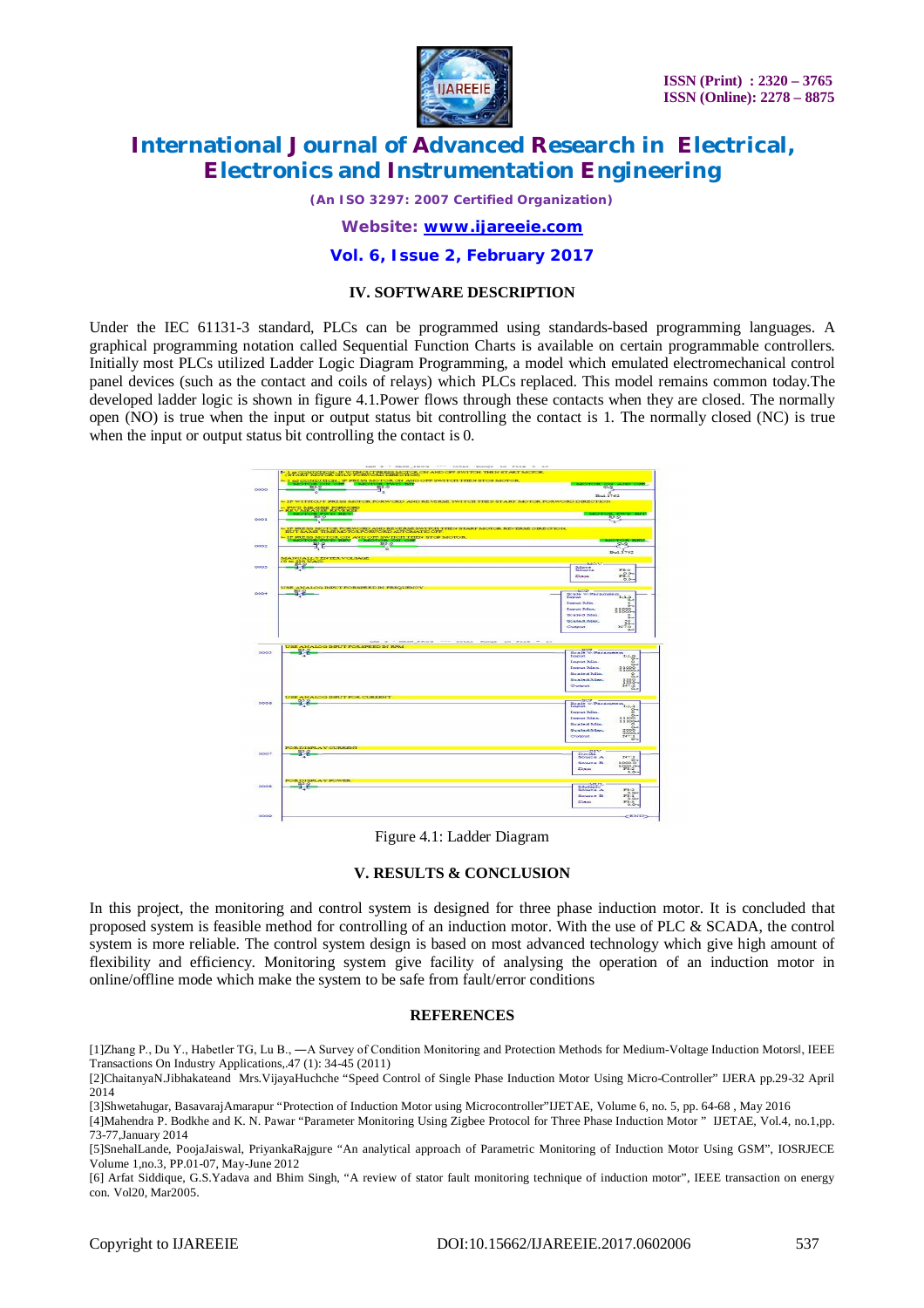## IV. SOFTWARE DESCRIPTION

Under the IEC 61131-3 standard, PLCs can be programmed using standards-based programming languages. A graphical programming notation called Sequential Function Charts is available on certain programmable controllers. Initially most PLCs utilized Ladder Logic Diagram Programming, a model which emulated electromechanical control panel devices (such as the contact and coils of relays) which PLCs replaced. This model remains common today.The developed ladder logic is shown in figure 4.1.Power flows through these contacts when they are closed. The normally open (NO) is true when the input or output status bit controlling the contact is 1. The normally closed (NC) is true when the input or output status bit controlling the contact is 0.

Figure 4.1: Ladder Diagram

## V. RESULTS & CONCLUSION

In this project, the monitoring and control system is designed for three phase induction motor. It is concluded that proposed system is feasible method for controlling of an induction motor. With the use of PLC & SCADA, the control system is more reliable. The control system design is based on most advanced technology which give high amount of flexibility and efficiency. Monitoring system give facility of analysing the operation of an induction motor in online/offline mode which make the system to be safe from fault/error conditions

## REFERENCES

[1]Zhang P., Du Y., Habetler TG, Lu B., ―A Survey of Condition Monitoring and Protection Methods for Medium-Voltage Induction Motors‖, IEEE Transactions On Industry Applications,.47 (1): 34-45 (2011)

[2]ChaitanyaN.Jibhakateand Mrs.VijayaHuchche "Speed Control of Single Phase Induction Motor Using Micro-Controller" IJERA pp.29-32 April 2014

[3]Shwetahugar, BasavarajAmarapur "Protection of Induction Motor using Microcontroller"IJETAE, Volume 6, no. 5, pp. 64-68 , May 2016

[4]Mahendra P. Bodkhe and K. N. Pawar "Parameter Monitoring Using Zigbee Protocol for Three Phase Induction Motor " IJETAE, Vol.4, no.1,pp. 73-77,January 2014

[5]SnehalLande, PoojaJaiswal, PriyankaRajgure "An analytical approach of Parametric Monitoring of Induction Motor Using GSM", IOSRJECE Volume 1,no.3, PP.01-07, May-June 2012

[6] Arfat Siddique, G.S.Yadava and Bhim Singh, "A review of stator fault monitoring technique of induction motor", IEEE transaction on energy con. Vol20, Mar2005.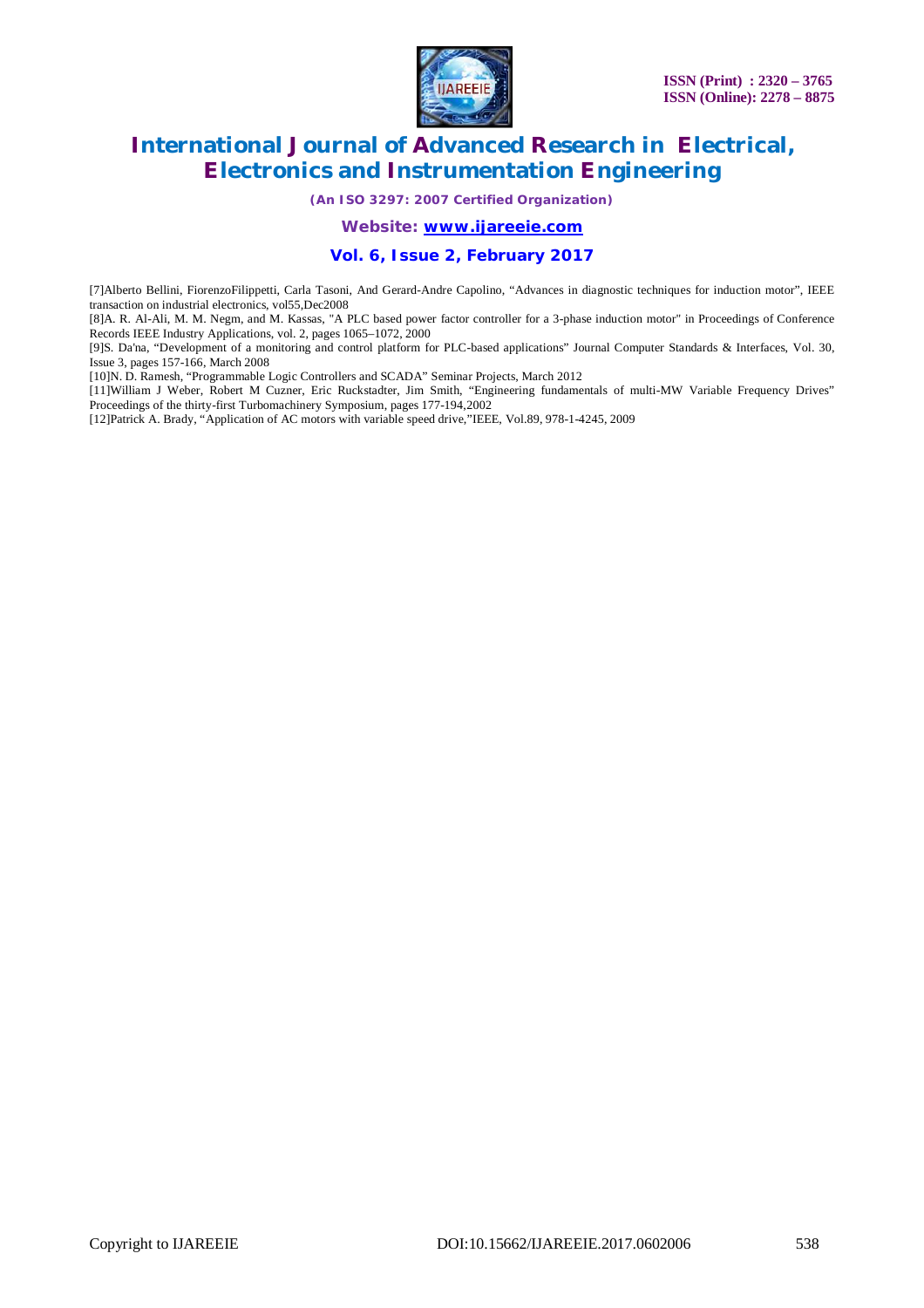[7]Alberto Bellini, FiorenzoFilippetti, Carla Tasoni, And Gerard-Andre Capolino, "Advances in diagnostic techniques for induction motor", IEEE transaction on industrial electronics, vol55,Dec2008

[8]A. R. Al-Ali, M. M. Negm, and M. Kassas, "A PLC based power factor controller for a 3-phase induction motor" in Proceedings of Conference Records IEEE Industry Applications, vol. 2, pages 1065–1072, 2000

[9]S. Da'na, "Development of a monitoring and control platform for PLC-based applications" Journal Computer Standards & Interfaces, Vol. 30, Issue 3, pages 157-166, March 2008

[10]N. D. Ramesh, "Programmable Logic Controllers and SCADA" Seminar Projects, March 2012

[11]William J Weber, Robert M Cuzner, Eric Ruckstadter, Jim Smith, "Engineering fundamentals of multi-MW Variable Frequency Drives" Proceedings of the thirty-first Turbomachinery Symposium, pages 177-194,2002

[12]Patrick A. Brady, "Application of AC motors with variable speed drive,"IEEE, Vol.89, 978-1-4245, 2009